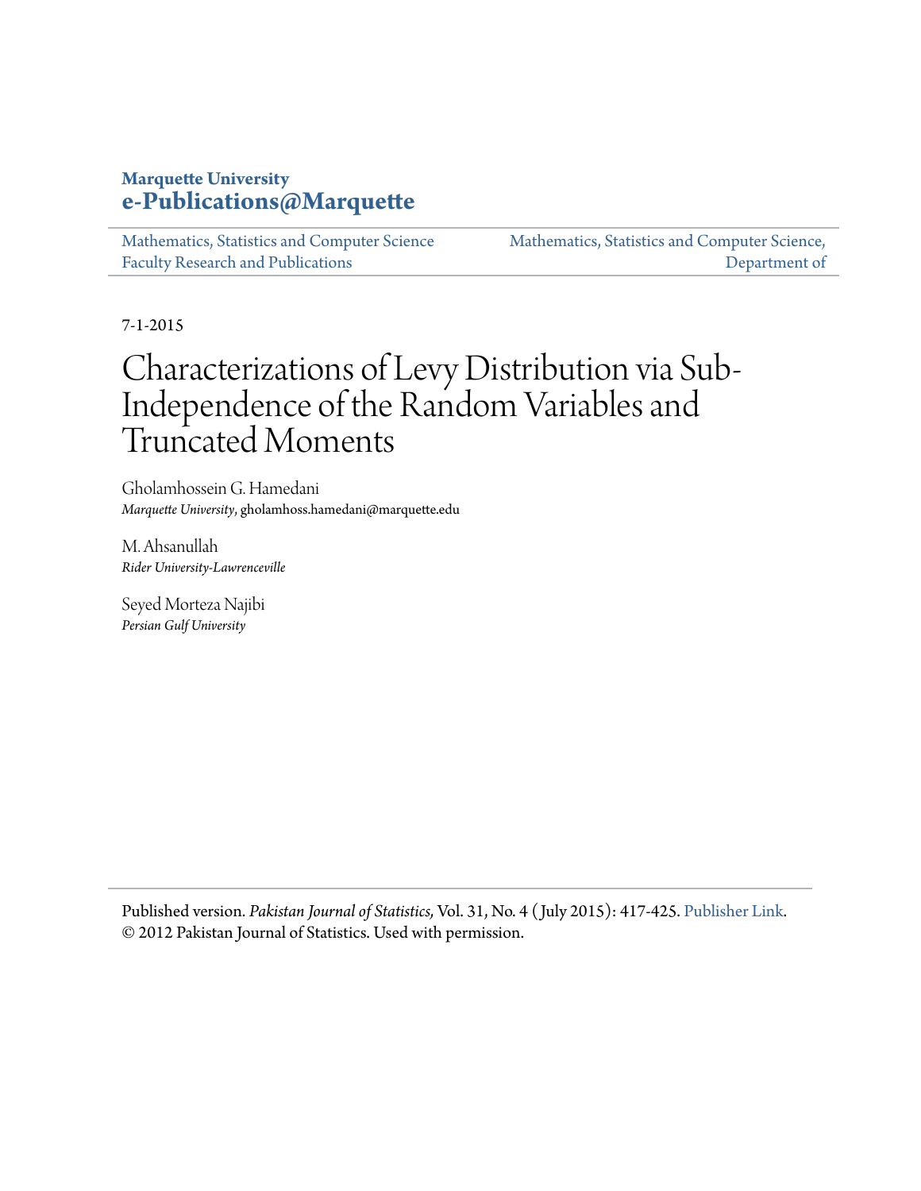**Marquette University**
**e-Publications@Marquette**

| Mathematics, Statistics and Computer Science Faculty Research and Publications | Mathematics, Statistics and Computer Science, Department of |
| --- | --- |

7-1-2015

# Characterizations of Levy Distribution via Sub-Independence of the Random Variables and Truncated Moments

Gholamhossein G. Hamedani
*Marquette University*, gholamhoss.hamedani@marquette.edu

M. Ahsanullah
*Rider University-Lawrenceville*

Seyed Morteza Najibi
*Persian Gulf University*

---

Published version. *Pakistan Journal of Statistics,* Vol. 31, No. 4 (July 2015): 417-425. Publisher Link.
© 2012 Pakistan Journal of Statistics. Used with permission.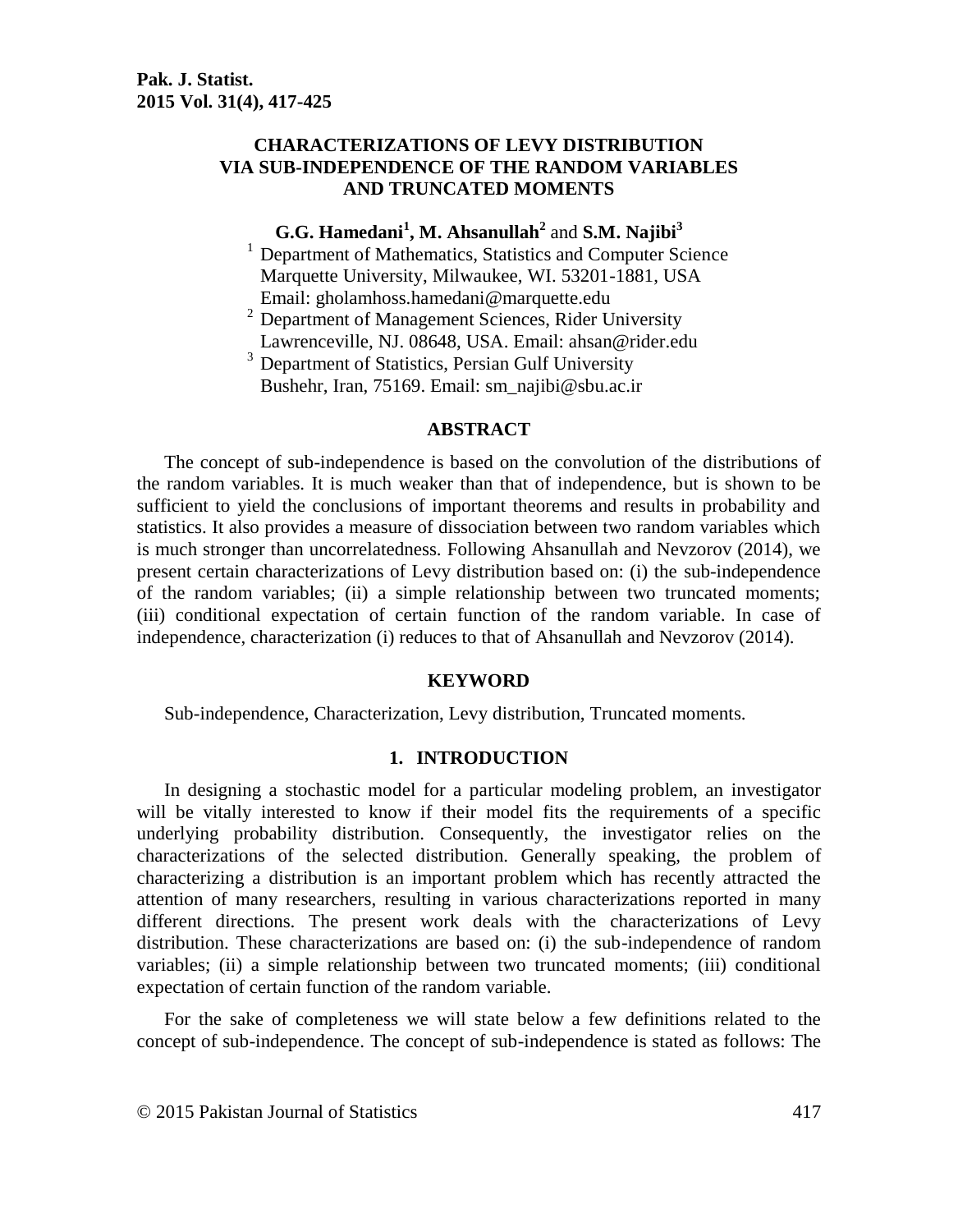# CHARACTERIZATIONS OF LEVY DISTRIBUTION VIA SUB-INDEPENDENCE OF THE RANDOM VARIABLES AND TRUNCATED MOMENTS

**G.G. Hamedani[1], M. Ahsanullah[2] and S.M. Najibi[3]**

[1] Department of Mathematics, Statistics and Computer Science Marquette University, Milwaukee, WI. 53201-1881, USA Email: gholamhoss.hamedani@marquette.edu

[2] Department of Management Sciences, Rider University Lawrenceville, NJ. 08648, USA. Email: ahsan@rider.edu

[3] Department of Statistics, Persian Gulf University Bushehr, Iran, 75169. Email: sm_najibi@sbu.ac.ir

## ABSTRACT

The concept of sub-independence is based on the convolution of the distributions of the random variables. It is much weaker than that of independence, but is shown to be sufficient to yield the conclusions of important theorems and results in probability and statistics. It also provides a measure of dissociation between two random variables which is much stronger than uncorrelatedness. Following Ahsanullah and Nevzorov (2014), we present certain characterizations of Levy distribution based on: (i) the sub-independence of the random variables; (ii) a simple relationship between two truncated moments; (iii) conditional expectation of certain function of the random variable. In case of independence, characterization (i) reduces to that of Ahsanullah and Nevzorov (2014).

## KEYWORD

Sub-independence, Characterization, Levy distribution, Truncated moments.

## 1. INTRODUCTION

In designing a stochastic model for a particular modeling problem, an investigator will be vitally interested to know if their model fits the requirements of a specific underlying probability distribution. Consequently, the investigator relies on the characterizations of the selected distribution. Generally speaking, the problem of characterizing a distribution is an important problem which has recently attracted the attention of many researchers, resulting in various characterizations reported in many different directions. The present work deals with the characterizations of Levy distribution. These characterizations are based on: (i) the sub-independence of random variables; (ii) a simple relationship between two truncated moments; (iii) conditional expectation of certain function of the random variable.

For the sake of completeness we will state below a few definitions related to the concept of sub-independence. The concept of sub-independence is stated as follows: The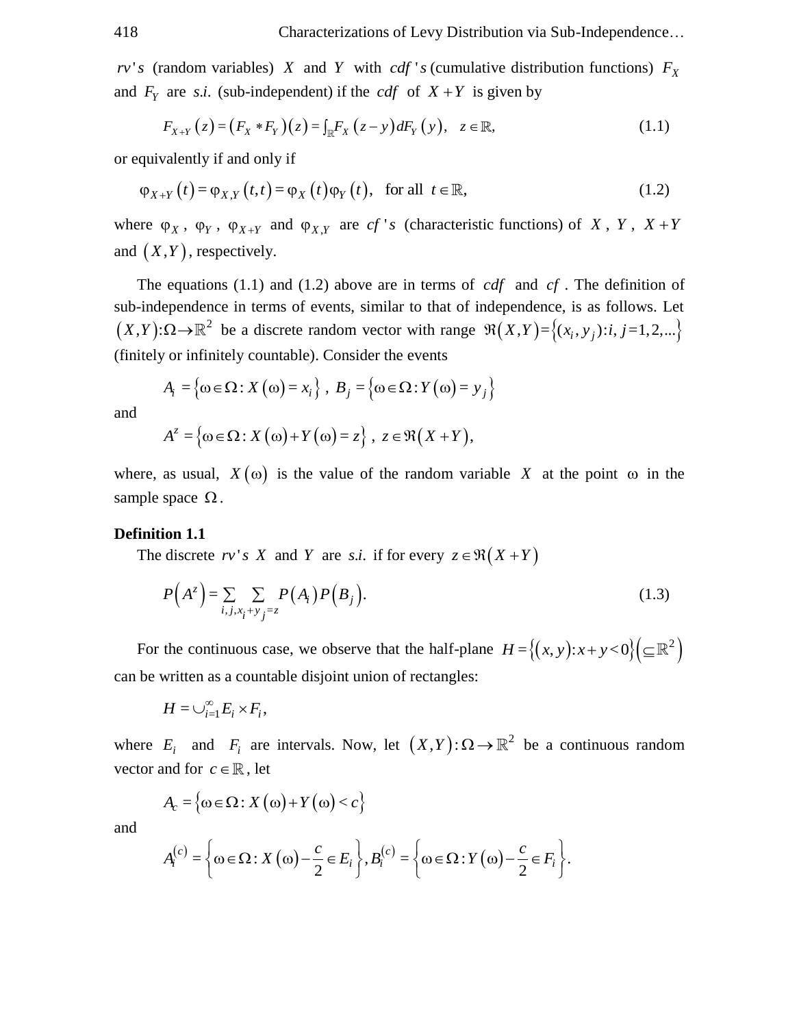$rv's$ (random variables) $X$ and $Y$ with $cdf's$ (cumulative distribution functions) $F_X$ and $F_Y$ are *s.i.* (sub-independent) if the $cdf$ of $X+Y$ is given by

$$F_{X+Y}(z) = (F_X * F_Y)(z) = \int_{\mathbb{R}} F_X(z-y)\,dF_Y(y), \quad z \in \mathbb{R}, \tag{1.1}$$

or equivalently if and only if

$$\varphi_{X+Y}(t) = \varphi_{X,Y}(t,t) = \varphi_X(t)\varphi_Y(t), \quad \text{for all } t \in \mathbb{R}, \tag{1.2}$$

where $\varphi_X$, $\varphi_Y$, $\varphi_{X+Y}$ and $\varphi_{X,Y}$ are $cf's$ (characteristic functions) of $X$, $Y$, $X+Y$ and $(X,Y)$, respectively.

The equations (1.1) and (1.2) above are in terms of $cdf$ and $cf$. The definition of sub-independence in terms of events, similar to that of independence, is as follows. Let $(X,Y):\Omega \to \mathbb{R}^2$ be a discrete random vector with range $\Re(X,Y) = \{(x_i, y_j): i, j = 1, 2, ...\}$ (finitely or infinitely countable). Consider the events

$$A_i = \{\omega \in \Omega : X(\omega) = x_i\}, \; B_j = \{\omega \in \Omega : Y(\omega) = y_j\}$$

and

$$A^z = \{\omega \in \Omega : X(\omega) + Y(\omega) = z\}, \; z \in \Re(X+Y),$$

where, as usual, $X(\omega)$ is the value of the random variable $X$ at the point $\omega$ in the sample space $\Omega$.

**Definition 1.1**

The discrete $rv's$ $X$ and $Y$ are *s.i.* if for every $z \in \Re(X+Y)$

$$P(A^z) = \sum_{i,j,x_i+y_j=z} \sum P(A_i)P(B_j). \tag{1.3}$$

For the continuous case, we observe that the half-plane $H = \{(x,y): x+y<0\} (\subseteq \mathbb{R}^2)$ can be written as a countable disjoint union of rectangles:

$$H = \cup_{i=1}^{\infty} E_i \times F_i,$$

where $E_i$ and $F_i$ are intervals. Now, let $(X,Y):\Omega \to \mathbb{R}^2$ be a continuous random vector and for $c \in \mathbb{R}$, let

$$A_c = \{\omega \in \Omega : X(\omega) + Y(\omega) < c\}$$

and

$$A_i^{(c)} = \left\{\omega \in \Omega : X(\omega) - \frac{c}{2} \in E_i\right\}, B_i^{(c)} = \left\{\omega \in \Omega : Y(\omega) - \frac{c}{2} \in F_i\right\}.$$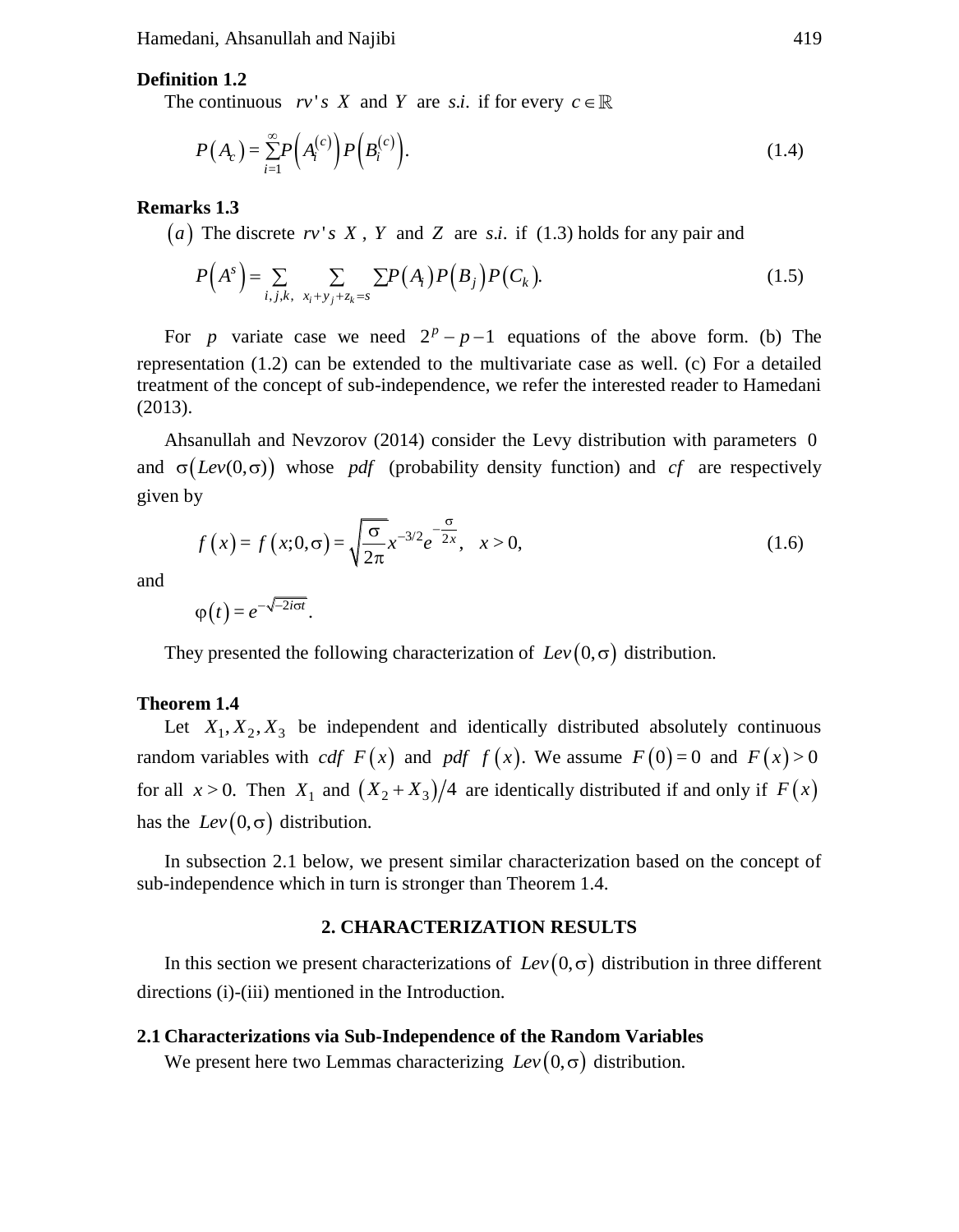**Definition 1.2**

The continuous $rv's$ $X$ and $Y$ are $s.i.$ if for every $c \in \mathbb{R}$

$$P\left(A_c\right) = \sum_{i=1}^{\infty} P\left(A_i^{(c)}\right) P\left(B_i^{(c)}\right). \tag{1.4}$$

**Remarks 1.3**

$(a)$ The discrete $rv's$ $X$, $Y$ and $Z$ are $s.i.$ if (1.3) holds for any pair and

$$P\left(A^s\right) = \sum_{i,j,k,} \sum_{x_i+y_j+z_k=s} \sum P\left(A_i\right) P\left(B_j\right) P\left(C_k\right). \tag{1.5}$$

For $p$ variate case we need $2^p - p - 1$ equations of the above form. (b) The representation (1.2) can be extended to the multivariate case as well. (c) For a detailed treatment of the concept of sub-independence, we refer the interested reader to Hamedani (2013).

Ahsanullah and Nevzorov (2014) consider the Levy distribution with parameters 0 and $\sigma\left(Lev(0,\sigma)\right)$ whose *pdf* (probability density function) and *cf* are respectively given by

$$f\left(x\right) = f\left(x;0,\sigma\right) = \sqrt{\frac{\sigma}{2\pi}} x^{-3/2} e^{-\frac{\sigma}{2x}}, \quad x > 0, \tag{1.6}$$

and

$$\varphi\left(t\right) = e^{-\sqrt{-2i\sigma t}}.$$

They presented the following characterization of $Lev\left(0,\sigma\right)$ distribution.

**Theorem 1.4**

Let $X_1, X_2, X_3$ be independent and identically distributed absolutely continuous random variables with *cdf* $F\left(x\right)$ and *pdf* $f\left(x\right)$. We assume $F\left(0\right) = 0$ and $F\left(x\right) > 0$ for all $x > 0$. Then $X_1$ and $\left(X_2 + X_3\right)/4$ are identically distributed if and only if $F\left(x\right)$ has the $Lev\left(0,\sigma\right)$ distribution.

In subsection 2.1 below, we present similar characterization based on the concept of sub-independence which in turn is stronger than Theorem 1.4.

## 2. CHARACTERIZATION RESULTS

In this section we present characterizations of $Lev\left(0,\sigma\right)$ distribution in three different directions (i)-(iii) mentioned in the Introduction.

### 2.1 Characterizations via Sub-Independence of the Random Variables

We present here two Lemmas characterizing $Lev\left(0,\sigma\right)$ distribution.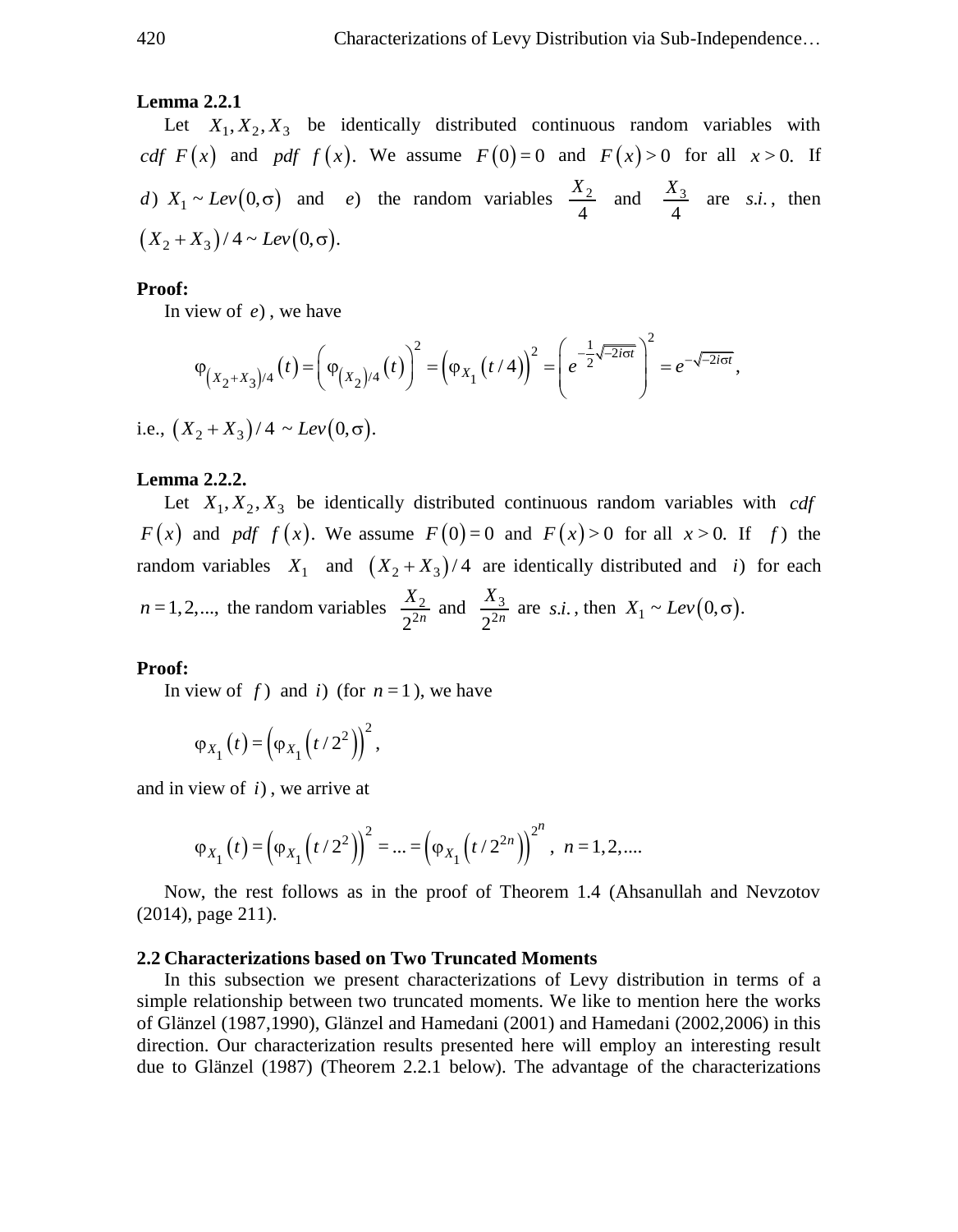**Lemma 2.2.1**

Let $X_1, X_2, X_3$ be identically distributed continuous random variables with *cdf* $F(x)$ and *pdf* $f(x)$. We assume $F(0) = 0$ and $F(x) > 0$ for all $x > 0$. If $d$) $X_1 \sim Lev(0, \sigma)$ and $e$) the random variables $\frac{X_2}{4}$ and $\frac{X_3}{4}$ are *s.i.*, then $(X_2 + X_3)/4 \sim Lev(0, \sigma)$.

**Proof:**

In view of $e$), we have

$$\varphi_{(X_2+X_3)/4}(t) = \left(\varphi_{(X_2)/4}(t)\right)^2 = \left(\varphi_{X_1}(t/4)\right)^2 = \left(e^{-\frac{1}{2}\sqrt{-2i\sigma t}}\right)^2 = e^{-\sqrt{-2i\sigma t}},$$

i.e., $(X_2 + X_3)/4 \sim Lev(0, \sigma)$.

**Lemma 2.2.2.**

Let $X_1, X_2, X_3$ be identically distributed continuous random variables with *cdf* $F(x)$ and *pdf* $f(x)$. We assume $F(0) = 0$ and $F(x) > 0$ for all $x > 0$. If $f$) the random variables $X_1$ and $(X_2 + X_3)/4$ are identically distributed and $i$) for each $n = 1, 2, \ldots$, the random variables $\frac{X_2}{2^{2n}}$ and $\frac{X_3}{2^{2n}}$ are *s.i.*, then $X_1 \sim Lev(0, \sigma)$.

**Proof:**

In view of $f$) and $i$) (for $n = 1$), we have

$$\varphi_{X_1}(t) = \left(\varphi_{X_1}\left(t/2^2\right)\right)^2,$$

and in view of $i$), we arrive at

$$\varphi_{X_1}(t) = \left(\varphi_{X_1}\left(t/2^2\right)\right)^2 = \ldots = \left(\varphi_{X_1}\left(t/2^{2n}\right)\right)^{2^n}, \ n = 1, 2, \ldots.$$

Now, the rest follows as in the proof of Theorem 1.4 (Ahsanullah and Nevzotov (2014), page 211).

## 2.2 Characterizations based on Two Truncated Moments

In this subsection we present characterizations of Levy distribution in terms of a simple relationship between two truncated moments. We like to mention here the works of Glänzel (1987,1990), Glänzel and Hamedani (2001) and Hamedani (2002,2006) in this direction. Our characterization results presented here will employ an interesting result due to Glänzel (1987) (Theorem 2.2.1 below). The advantage of the characterizations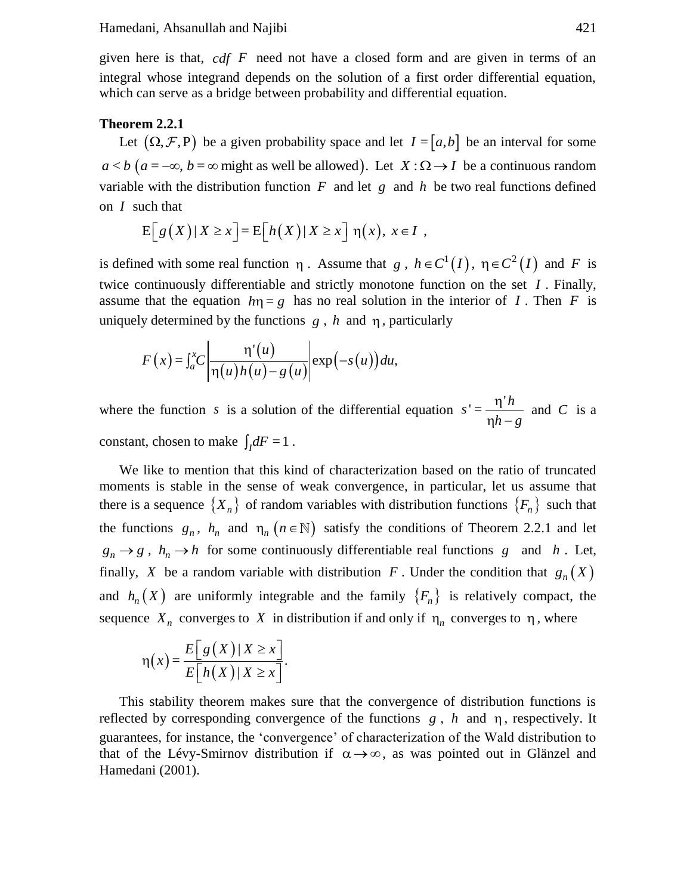given here is that, *cdf* $F$ need not have a closed form and are given in terms of an integral whose integrand depends on the solution of a first order differential equation, which can serve as a bridge between probability and differential equation.

**Theorem 2.2.1**

Let $(\Omega, \mathcal{F}, \mathrm{P})$ be a given probability space and let $I = [a,b]$ be an interval for some $a < b$ $(a = -\infty,\, b = \infty$ might as well be allowed$)$. Let $X : \Omega \to I$ be a continuous random variable with the distribution function $F$ and let $g$ and $h$ be two real functions defined on $I$ such that

$$\mathrm{E}\left[g(X) \mid X \geq x\right] = \mathrm{E}\left[h(X) \mid X \geq x\right] \eta(x), \; x \in I \;,$$

is defined with some real function $\eta$. Assume that $g$, $h \in C^1(I)$, $\eta \in C^2(I)$ and $F$ is twice continuously differentiable and strictly monotone function on the set $I$. Finally, assume that the equation $h\eta = g$ has no real solution in the interior of $I$. Then $F$ is uniquely determined by the functions $g$, $h$ and $\eta$, particularly

$$F(x) = \int_a^x C \left| \frac{\eta'(u)}{\eta(u)h(u) - g(u)} \right| \exp(-s(u))\, du,$$

where the function $s$ is a solution of the differential equation $s' = \dfrac{\eta' h}{\eta h - g}$ and $C$ is a constant, chosen to make $\int_I dF = 1$.

We like to mention that this kind of characterization based on the ratio of truncated moments is stable in the sense of weak convergence, in particular, let us assume that there is a sequence $\{X_n\}$ of random variables with distribution functions $\{F_n\}$ such that the functions $g_n$, $h_n$ and $\eta_n$ $(n \in \mathbb{N})$ satisfy the conditions of Theorem 2.2.1 and let $g_n \to g$, $h_n \to h$ for some continuously differentiable real functions $g$ and $h$. Let, finally, $X$ be a random variable with distribution $F$. Under the condition that $g_n(X)$ and $h_n(X)$ are uniformly integrable and the family $\{F_n\}$ is relatively compact, the sequence $X_n$ converges to $X$ in distribution if and only if $\eta_n$ converges to $\eta$, where

$$\eta(x) = \frac{E\left[g(X) \mid X \geq x\right]}{E\left[h(X) \mid X \geq x\right]}.$$

This stability theorem makes sure that the convergence of distribution functions is reflected by corresponding convergence of the functions $g$, $h$ and $\eta$, respectively. It guarantees, for instance, the 'convergence' of characterization of the Wald distribution to that of the Lévy-Smirnov distribution if $\alpha \to \infty$, as was pointed out in Glänzel and Hamedani (2001).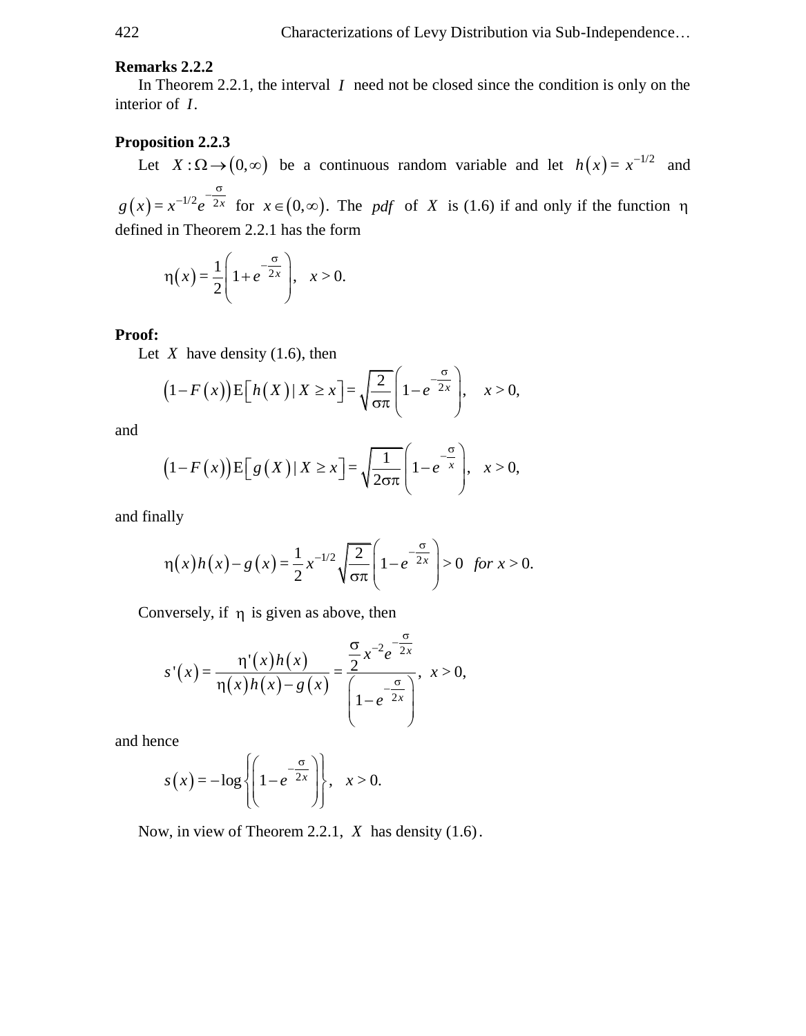**Remarks 2.2.2**

In Theorem 2.2.1, the interval $I$ need not be closed since the condition is only on the interior of $I$.

**Proposition 2.2.3**

Let $X:\Omega\to(0,\infty)$ be a continuous random variable and let $h(x)=x^{-1/2}$ and $g(x)=x^{-1/2}e^{-\frac{\sigma}{2x}}$ for $x\in(0,\infty)$. The *pdf* of $X$ is (1.6) if and only if the function $\eta$ defined in Theorem 2.2.1 has the form

$$\eta(x)=\frac{1}{2}\left(1+e^{-\frac{\sigma}{2x}}\right),\quad x>0.$$

**Proof:**

Let $X$ have density (1.6), then

$$\left(1-F(x)\right)\mathrm{E}\left[h(X)\mid X\geq x\right]=\sqrt{\frac{2}{\sigma\pi}}\left(1-e^{-\frac{\sigma}{2x}}\right),\quad x>0,$$

and

$$\left(1-F(x)\right)\mathrm{E}\left[g(X)\mid X\geq x\right]=\sqrt{\frac{1}{2\sigma\pi}}\left(1-e^{-\frac{\sigma}{x}}\right),\quad x>0,$$

and finally

$$\eta(x)h(x)-g(x)=\frac{1}{2}x^{-1/2}\sqrt{\frac{2}{\sigma\pi}}\left(1-e^{-\frac{\sigma}{2x}}\right)>0\quad for\ x>0.$$

Conversely, if $\eta$ is given as above, then

$$s'(x)=\frac{\eta'(x)h(x)}{\eta(x)h(x)-g(x)}=\frac{\frac{\sigma}{2}x^{-2}e^{-\frac{\sigma}{2x}}}{\left(1-e^{-\frac{\sigma}{2x}}\right)},\quad x>0,$$

and hence

$$s(x)=-\log\left\{\left(1-e^{-\frac{\sigma}{2x}}\right)\right\},\quad x>0.$$

Now, in view of Theorem 2.2.1, $X$ has density (1.6).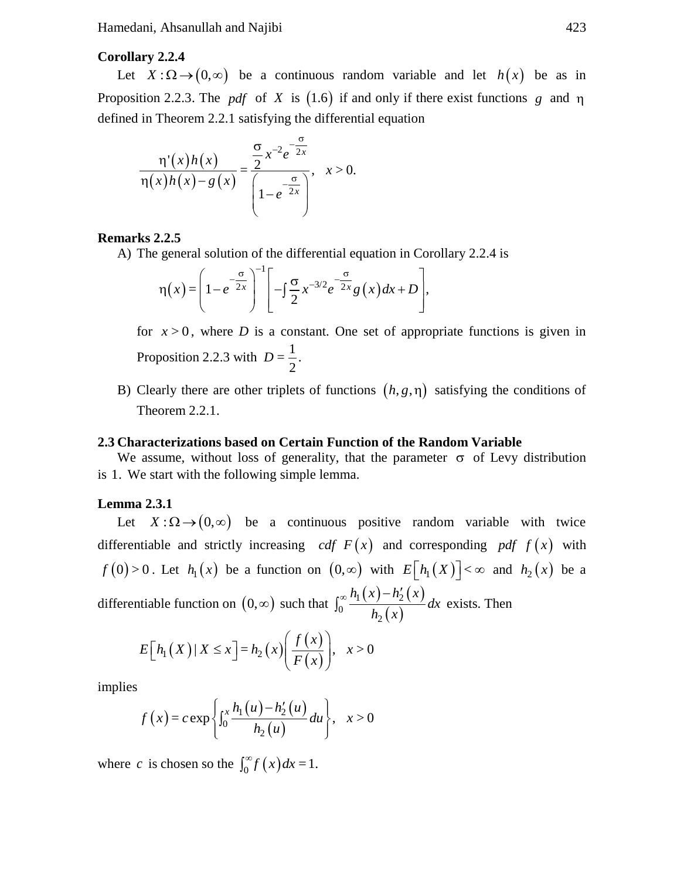**Corollary 2.2.4**

Let $X:\Omega\to(0,\infty)$ be a continuous random variable and let $h(x)$ be as in Proposition 2.2.3. The *pdf* of $X$ is $(1.6)$ if and only if there exist functions $g$ and $\eta$ defined in Theorem 2.2.1 satisfying the differential equation

$$\frac{\eta'(x)h(x)}{\eta(x)h(x)-g(x)}=\frac{\frac{\sigma}{2}x^{-2}e^{-\frac{\sigma}{2x}}}{\left(1-e^{-\frac{\sigma}{2x}}\right)},\quad x>0.$$

**Remarks 2.2.5**

A) The general solution of the differential equation in Corollary 2.2.4 is

$$\eta(x)=\left(1-e^{-\frac{\sigma}{2x}}\right)^{-1}\left[-\int\frac{\sigma}{2}x^{-3/2}e^{-\frac{\sigma}{2x}}g(x)dx+D\right],$$

for $x>0$, where $D$ is a constant. One set of appropriate functions is given in Proposition 2.2.3 with $D=\frac{1}{2}$.

B) Clearly there are other triplets of functions $(h,g,\eta)$ satisfying the conditions of Theorem 2.2.1.

**2.3 Characterizations based on Certain Function of the Random Variable**

We assume, without loss of generality, that the parameter $\sigma$ of Levy distribution is $1$. We start with the following simple lemma.

**Lemma 2.3.1**

Let $X:\Omega\to(0,\infty)$ be a continuous positive random variable with twice differentiable and strictly increasing *cdf* $F(x)$ and corresponding *pdf* $f(x)$ with $f(0)>0$. Let $h_1(x)$ be a function on $(0,\infty)$ with $E\left[h_1(X)\right]<\infty$ and $h_2(x)$ be a differentiable function on $(0,\infty)$ such that $\int_0^\infty\frac{h_1(x)-h_2'(x)}{h_2(x)}dx$ exists. Then

$$E\left[h_1(X)\,|\,X\le x\right]=h_2(x)\left(\frac{f(x)}{F(x)}\right),\quad x>0$$

implies

$$f(x)=c\exp\left\{\int_0^x\frac{h_1(u)-h_2'(u)}{h_2(u)}du\right\},\quad x>0$$

where $c$ is chosen so the $\int_0^\infty f(x)dx=1$.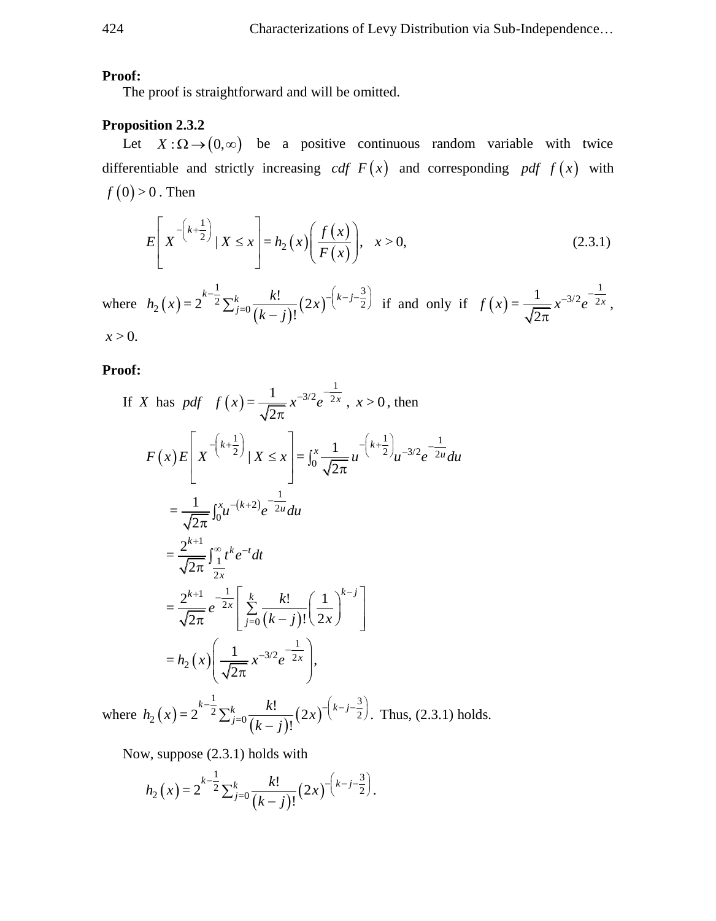**Proof:**

The proof is straightforward and will be omitted.

**Proposition 2.3.2**

Let $X:\Omega \to (0,\infty)$ be a positive continuous random variable with twice differentiable and strictly increasing *cdf* $F(x)$ and corresponding *pdf* $f(x)$ with $f(0)>0$. Then

$$E\left[X^{-\left(k+\frac{1}{2}\right)} \mid X \le x\right] = h_2(x)\left(\frac{f(x)}{F(x)}\right), \quad x>0, \tag{2.3.1}$$

where $h_2(x) = 2^{k-\frac{1}{2}}\sum_{j=0}^{k}\frac{k!}{(k-j)!}(2x)^{-\left(k-j-\frac{3}{2}\right)}$ if and only if $f(x)=\frac{1}{\sqrt{2\pi}}x^{-3/2}e^{-\frac{1}{2x}}$, $x>0.$

**Proof:**

If $X$ has *pdf* $f(x)=\frac{1}{\sqrt{2\pi}}x^{-3/2}e^{-\frac{1}{2x}}$, $x>0$, then

$$\begin{aligned}
F(x)E\left[X^{-\left(k+\frac{1}{2}\right)} \mid X \le x\right] &= \int_0^x \frac{1}{\sqrt{2\pi}}u^{-\left(k+\frac{1}{2}\right)}u^{-3/2}e^{-\frac{1}{2u}}du \\
&= \frac{1}{\sqrt{2\pi}}\int_0^x u^{-(k+2)}e^{-\frac{1}{2u}}du \\
&= \frac{2^{k+1}}{\sqrt{2\pi}}\int_{\frac{1}{2x}}^{\infty} t^k e^{-t}dt \\
&= \frac{2^{k+1}}{\sqrt{2\pi}}e^{-\frac{1}{2x}}\left[\sum_{j=0}^{k}\frac{k!}{(k-j)!}\left(\frac{1}{2x}\right)^{k-j}\right] \\
&= h_2(x)\left(\frac{1}{\sqrt{2\pi}}x^{-3/2}e^{-\frac{1}{2x}}\right),
\end{aligned}$$

where $h_2(x)=2^{k-\frac{1}{2}}\sum_{j=0}^{k}\frac{k!}{(k-j)!}(2x)^{-\left(k-j-\frac{3}{2}\right)}$. Thus, (2.3.1) holds.

Now, suppose (2.3.1) holds with

$$h_2(x)=2^{k-\frac{1}{2}}\sum_{j=0}^{k}\frac{k!}{(k-j)!}(2x)^{-\left(k-j-\frac{3}{2}\right)}.$$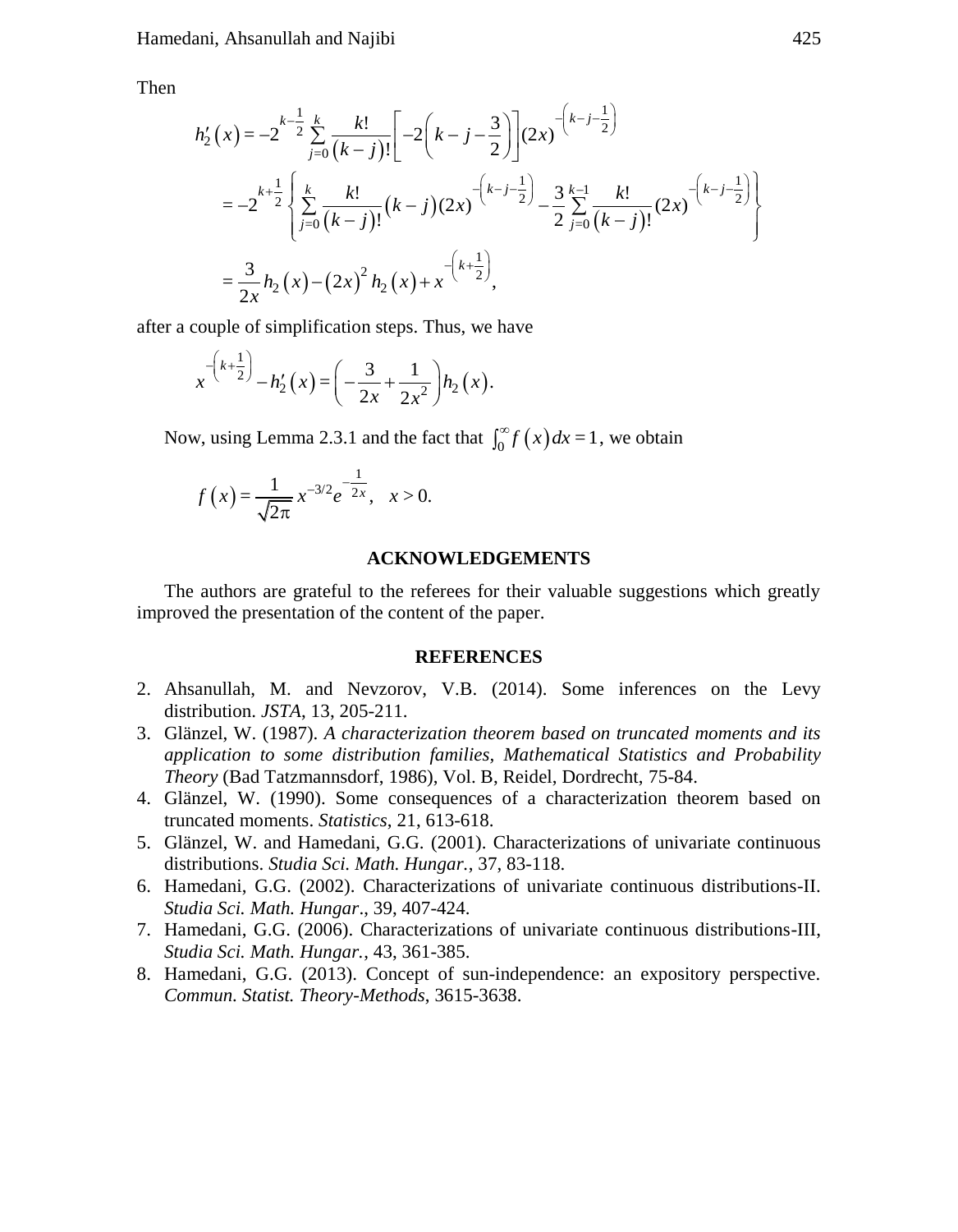Then

$$
\begin{aligned}
h_2'(x) &= -2^{k-\frac{1}{2}} \sum_{j=0}^{k} \frac{k!}{(k-j)!}\left[-2\left(k-j-\frac{3}{2}\right)\right](2x)^{-\left(k-j-\frac{1}{2}\right)} \\
&= -2^{k+\frac{1}{2}}\left\{\sum_{j=0}^{k} \frac{k!}{(k-j)!}(k-j)(2x)^{-\left(k-j-\frac{1}{2}\right)} - \frac{3}{2}\sum_{j=0}^{k-1} \frac{k!}{(k-j)!}(2x)^{-\left(k-j-\frac{1}{2}\right)}\right\} \\
&= \frac{3}{2x} h_2(x) - (2x)^2 h_2(x) + x^{-\left(k+\frac{1}{2}\right)},
\end{aligned}
$$

after a couple of simplification steps. Thus, we have

$$
x^{-\left(k+\frac{1}{2}\right)} - h_2'(x) = \left(-\frac{3}{2x} + \frac{1}{2x^2}\right) h_2(x).
$$

Now, using Lemma 2.3.1 and the fact that $\int_0^\infty f(x)\,dx = 1$, we obtain

$$
f(x) = \frac{1}{\sqrt{2\pi}} x^{-3/2} e^{-\frac{1}{2x}}, \quad x > 0.
$$

## ACKNOWLEDGEMENTS

The authors are grateful to the referees for their valuable suggestions which greatly improved the presentation of the content of the paper.

## REFERENCES

2. Ahsanullah, M. and Nevzorov, V.B. (2014). Some inferences on the Levy distribution. *JSTA*, 13, 205-211.
3. Glänzel, W. (1987). *A characterization theorem based on truncated moments and its application to some distribution families, Mathematical Statistics and Probability Theory* (Bad Tatzmannsdorf, 1986), Vol. B, Reidel, Dordrecht, 75-84.
4. Glänzel, W. (1990). Some consequences of a characterization theorem based on truncated moments. *Statistics*, 21, 613-618.
5. Glänzel, W. and Hamedani, G.G. (2001). Characterizations of univariate continuous distributions. *Studia Sci. Math. Hungar.*, 37, 83-118.
6. Hamedani, G.G. (2002). Characterizations of univariate continuous distributions-II. *Studia Sci. Math. Hungar*., 39, 407-424.
7. Hamedani, G.G. (2006). Characterizations of univariate continuous distributions-III, *Studia Sci. Math. Hungar.*, 43, 361-385.
8. Hamedani, G.G. (2013). Concept of sun-independence: an expository perspective. *Commun. Statist. Theory-Methods*, 3615-3638.